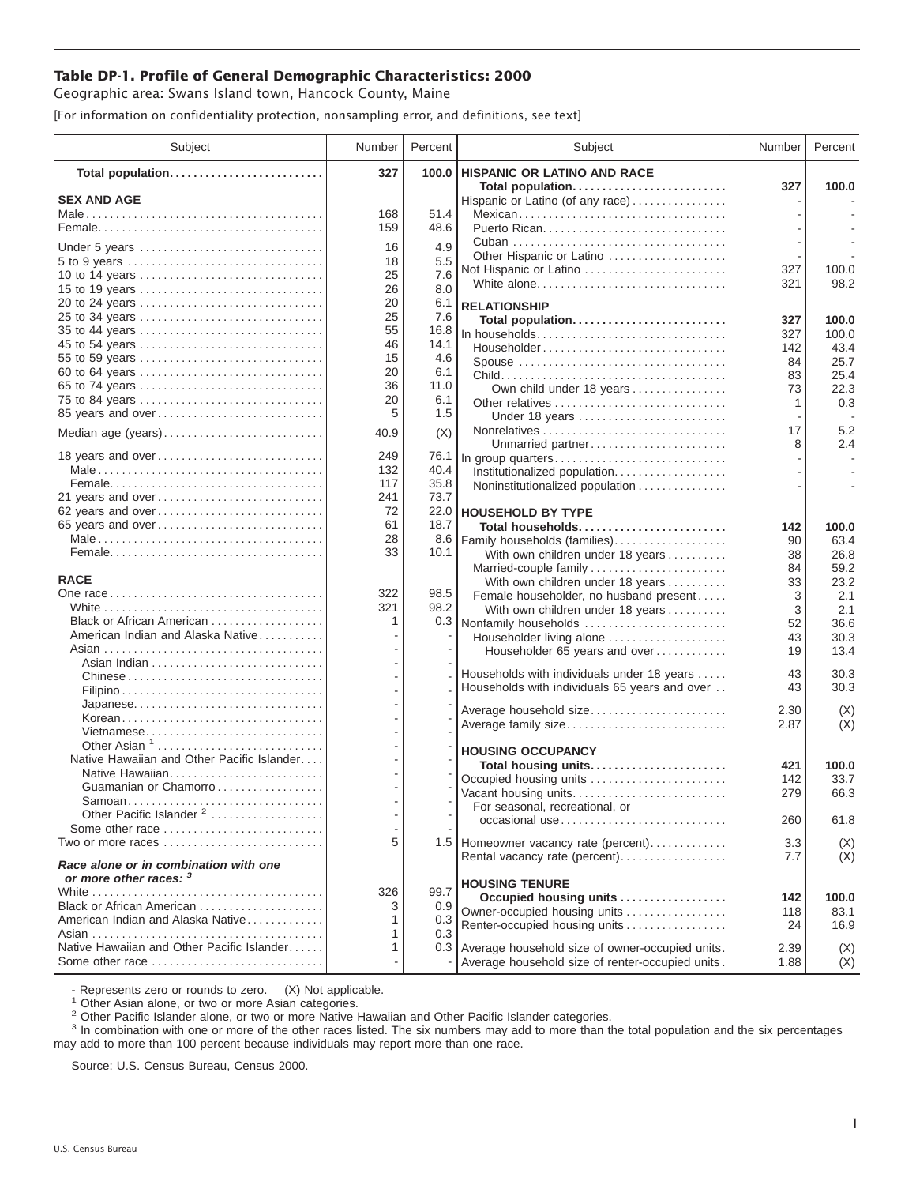## Table DP-1. Profile of General Demographic Characteristics: 2000

Geographic area: Swans Island town, Hancock County, Maine

[For information on confidentiality protection, nonsampling error, and definitions, see text]

| Subject | Number | Percent |
|---|---|---|
| **Total population** | **327** | **100.0** |
| **SEX AND AGE** | | |
| Male | 168 | 51.4 |
| Female | 159 | 48.6 |
| Under 5 years | 16 | 4.9 |
| 5 to 9 years | 18 | 5.5 |
| 10 to 14 years | 25 | 7.6 |
| 15 to 19 years | 26 | 8.0 |
| 20 to 24 years | 20 | 6.1 |
| 25 to 34 years | 25 | 7.6 |
| 35 to 44 years | 55 | 16.8 |
| 45 to 54 years | 46 | 14.1 |
| 55 to 59 years | 15 | 4.6 |
| 60 to 64 years | 20 | 6.1 |
| 65 to 74 years | 36 | 11.0 |
| 75 to 84 years | 20 | 6.1 |
| 85 years and over | 5 | 1.5 |
| Median age (years) | 40.9 | (X) |
| 18 years and over | 249 | 76.1 |
| Male | 132 | 40.4 |
| Female | 117 | 35.8 |
| 21 years and over | 241 | 73.7 |
| 62 years and over | 72 | 22.0 |
| 65 years and over | 61 | 18.7 |
| Male | 28 | 8.6 |
| Female | 33 | 10.1 |
| **RACE** | | |
| One race | 322 | 98.5 |
| White | 321 | 98.2 |
| Black or African American | 1 | 0.3 |
| American Indian and Alaska Native | - | - |
| Asian | - | - |
| Asian Indian | - | - |
| Chinese | - | - |
| Filipino | - | - |
| Japanese | - | - |
| Korean | - | - |
| Vietnamese | - | - |
| Other Asian [1] | - | - |
| Native Hawaiian and Other Pacific Islander | - | - |
| Native Hawaiian | - | - |
| Guamanian or Chamorro | - | - |
| Samoan | - | - |
| Other Pacific Islander [2] | - | - |
| Some other race | - | - |
| Two or more races | 5 | 1.5 |
| ***Race alone or in combination with one or more other races:*** [3] | | |
| White | 326 | 99.7 |
| Black or African American | 3 | 0.9 |
| American Indian and Alaska Native | 1 | 0.3 |
| Asian | 1 | 0.3 |
| Native Hawaiian and Other Pacific Islander | 1 | 0.3 |
| Some other race | - | - |
| **HISPANIC OR LATINO AND RACE** | | |
| **Total population** | **327** | **100.0** |
| Hispanic or Latino (of any race) | - | - |
| Mexican | - | - |
| Puerto Rican | - | - |
| Cuban | - | - |
| Other Hispanic or Latino | - | - |
| Not Hispanic or Latino | 327 | 100.0 |
| White alone | 321 | 98.2 |
| **RELATIONSHIP** | | |
| **Total population** | **327** | **100.0** |
| In households | 327 | 100.0 |
| Householder | 142 | 43.4 |
| Spouse | 84 | 25.7 |
| Child | 83 | 25.4 |
| Own child under 18 years | 73 | 22.3 |
| Other relatives | 1 | 0.3 |
| Under 18 years | - | - |
| Nonrelatives | 17 | 5.2 |
| Unmarried partner | 8 | 2.4 |
| In group quarters | - | - |
| Institutionalized population | - | - |
| Noninstitutionalized population | - | - |
| **HOUSEHOLD BY TYPE** | | |
| **Total households** | **142** | **100.0** |
| Family households (families) | 90 | 63.4 |
| With own children under 18 years | 38 | 26.8 |
| Married-couple family | 84 | 59.2 |
| With own children under 18 years | 33 | 23.2 |
| Female householder, no husband present | 3 | 2.1 |
| With own children under 18 years | 3 | 2.1 |
| Nonfamily households | 52 | 36.6 |
| Householder living alone | 43 | 30.3 |
| Householder 65 years and over | 19 | 13.4 |
| Households with individuals under 18 years | 43 | 30.3 |
| Households with individuals 65 years and over | 43 | 30.3 |
| Average household size | 2.30 | (X) |
| Average family size | 2.87 | (X) |
| **HOUSING OCCUPANCY** | | |
| **Total housing units** | **421** | **100.0** |
| Occupied housing units | 142 | 33.7 |
| Vacant housing units | 279 | 66.3 |
| For seasonal, recreational, or occasional use | 260 | 61.8 |
| Homeowner vacancy rate (percent) | 3.3 | (X) |
| Rental vacancy rate (percent) | 7.7 | (X) |
| **HOUSING TENURE** | | |
| **Occupied housing units** | **142** | **100.0** |
| Owner-occupied housing units | 118 | 83.1 |
| Renter-occupied housing units | 24 | 16.9 |
| Average household size of owner-occupied units | 2.39 | (X) |
| Average household size of renter-occupied units | 1.88 | (X) |

- Represents zero or rounds to zero. (X) Not applicable.

[1] Other Asian alone, or two or more Asian categories.

[2] Other Pacific Islander alone, or two or more Native Hawaiian and Other Pacific Islander categories.

[3] In combination with one or more of the other races listed. The six numbers may add to more than the total population and the six percentages may add to more than 100 percent because individuals may report more than one race.

Source: U.S. Census Bureau, Census 2000.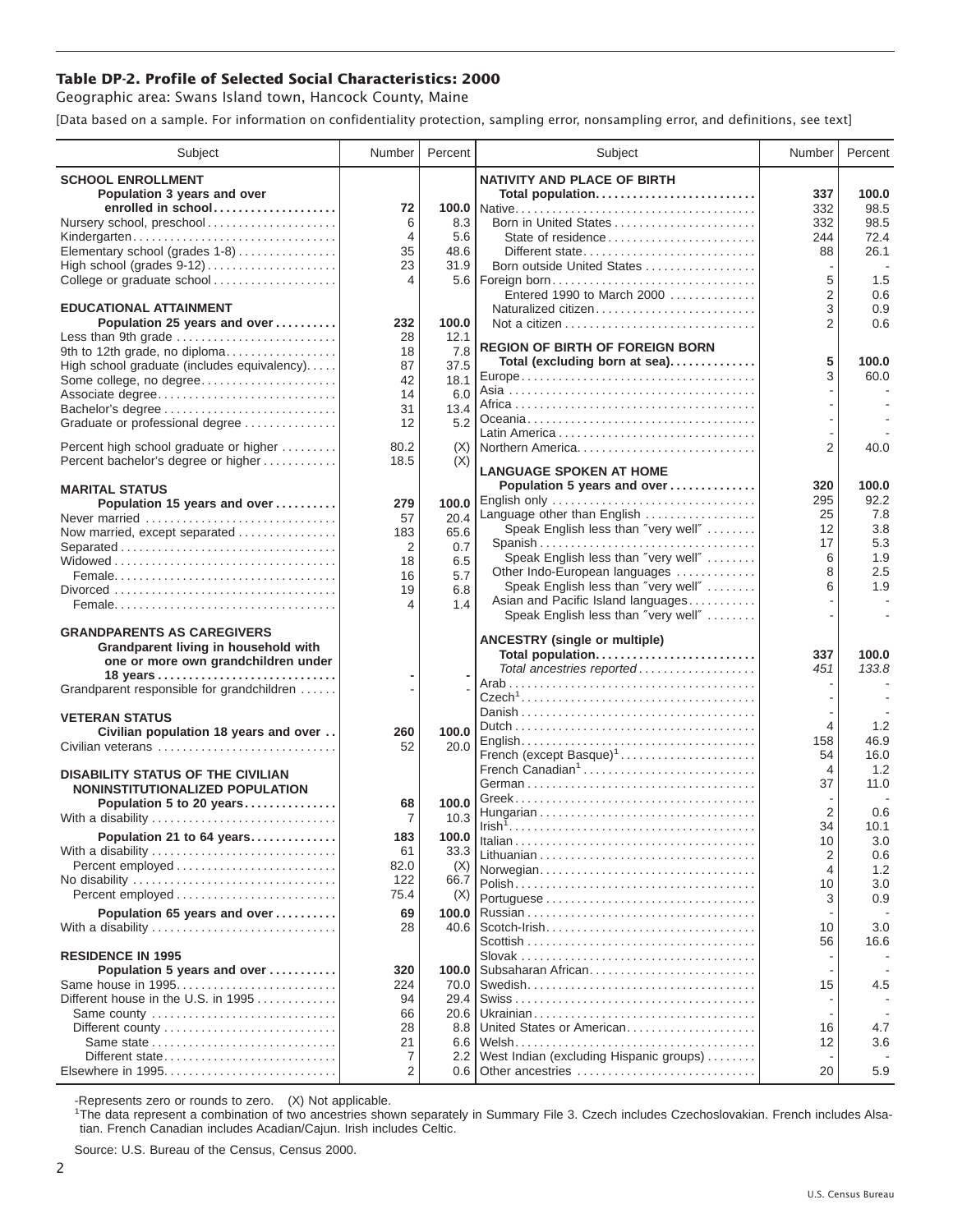# Table DP-2. Profile of Selected Social Characteristics: 2000

Geographic area: Swans Island town, Hancock County, Maine

[Data based on a sample. For information on confidentiality protection, sampling error, nonsampling error, and definitions, see text]

| Subject | Number | Percent |
|---|---|---|
| **SCHOOL ENROLLMENT** | | |
| **Population 3 years and over enrolled in school** | **72** | **100.0** |
| Nursery school, preschool | 6 | 8.3 |
| Kindergarten | 4 | 5.6 |
| Elementary school (grades 1-8) | 35 | 48.6 |
| High school (grades 9-12) | 23 | 31.9 |
| College or graduate school | 4 | 5.6 |
| **EDUCATIONAL ATTAINMENT** | | |
| **Population 25 years and over** | **232** | **100.0** |
| Less than 9th grade | 28 | 12.1 |
| 9th to 12th grade, no diploma | 18 | 7.8 |
| High school graduate (includes equivalency) | 87 | 37.5 |
| Some college, no degree | 42 | 18.1 |
| Associate degree | 14 | 6.0 |
| Bachelor's degree | 31 | 13.4 |
| Graduate or professional degree | 12 | 5.2 |
| Percent high school graduate or higher | 80.2 | (X) |
| Percent bachelor's degree or higher | 18.5 | (X) |
| **MARITAL STATUS** | | |
| **Population 15 years and over** | **279** | **100.0** |
| Never married | 57 | 20.4 |
| Now married, except separated | 183 | 65.6 |
| Separated | 2 | 0.7 |
| Widowed | 18 | 6.5 |
| Female | 16 | 5.7 |
| Divorced | 19 | 6.8 |
| Female | 4 | 1.4 |
| **GRANDPARENTS AS CAREGIVERS** | | |
| **Grandparent living in household with one or more own grandchildren under 18 years** | **-** | **-** |
| Grandparent responsible for grandchildren | - | - |
| **VETERAN STATUS** | | |
| **Civilian population 18 years and over** | **260** | **100.0** |
| Civilian veterans | 52 | 20.0 |
| **DISABILITY STATUS OF THE CIVILIAN NONINSTITUTIONALIZED POPULATION** | | |
| **Population 5 to 20 years** | **68** | **100.0** |
| With a disability | 7 | 10.3 |
| **Population 21 to 64 years** | **183** | **100.0** |
| With a disability | 61 | 33.3 |
| Percent employed | 82.0 | (X) |
| No disability | 122 | 66.7 |
| Percent employed | 75.4 | (X) |
| **Population 65 years and over** | **69** | **100.0** |
| With a disability | 28 | 40.6 |
| **RESIDENCE IN 1995** | | |
| **Population 5 years and over** | **320** | **100.0** |
| Same house in 1995 | 224 | 70.0 |
| Different house in the U.S. in 1995 | 94 | 29.4 |
| Same county | 66 | 20.6 |
| Different county | 28 | 8.8 |
| Same state | 21 | 6.6 |
| Different state | 7 | 2.2 |
| Elsewhere in 1995 | 2 | 0.6 |

| Subject | Number | Percent |
|---|---|---|
| **NATIVITY AND PLACE OF BIRTH** | | |
| **Total population** | **337** | **100.0** |
| Native | 332 | 98.5 |
| Born in United States | 332 | 98.5 |
| State of residence | 244 | 72.4 |
| Different state | 88 | 26.1 |
| Born outside United States | - | - |
| Foreign born | 5 | 1.5 |
| Entered 1990 to March 2000 | 2 | 0.6 |
| Naturalized citizen | 3 | 0.9 |
| Not a citizen | 2 | 0.6 |
| **REGION OF BIRTH OF FOREIGN BORN** | | |
| **Total (excluding born at sea)** | **5** | **100.0** |
| Europe | 3 | 60.0 |
| Asia | - | - |
| Africa | - | - |
| Oceania | - | - |
| Latin America | - | - |
| Northern America | 2 | 40.0 |
| **LANGUAGE SPOKEN AT HOME** | | |
| **Population 5 years and over** | **320** | **100.0** |
| English only | 295 | 92.2 |
| Language other than English | 25 | 7.8 |
| Speak English less than "very well" | 12 | 3.8 |
| Spanish | 17 | 5.3 |
| Speak English less than "very well" | 6 | 1.9 |
| Other Indo-European languages | 8 | 2.5 |
| Speak English less than "very well" | 6 | 1.9 |
| Asian and Pacific Island languages | - | - |
| Speak English less than "very well" | - | - |
| **ANCESTRY (single or multiple)** | | |
| **Total population** | **337** | **100.0** |
| *Total ancestries reported* | *451* | *133.8* |
| Arab | - | - |
| Czech[1] | - | - |
| Danish | - | - |
| Dutch | 4 | 1.2 |
| English | 158 | 46.9 |
| French (except Basque)[1] | 54 | 16.0 |
| French Canadian[1] | 4 | 1.2 |
| German | 37 | 11.0 |
| Greek | - | - |
| Hungarian | 2 | 0.6 |
| Irish[1] | 34 | 10.1 |
| Italian | 10 | 3.0 |
| Lithuanian | 2 | 0.6 |
| Norwegian | 4 | 1.2 |
| Polish | 10 | 3.0 |
| Portuguese | 3 | 0.9 |
| Russian | - | - |
| Scotch-Irish | 10 | 3.0 |
| Scottish | 56 | 16.6 |
| Slovak | - | - |
| Subsaharan African | - | - |
| Swedish | 15 | 4.5 |
| Swiss | - | - |
| Ukrainian | - | - |
| United States or American | 16 | 4.7 |
| Welsh | 12 | 3.6 |
| West Indian (excluding Hispanic groups) | - | - |
| Other ancestries | 20 | 5.9 |

-Represents zero or rounds to zero. (X) Not applicable.

[1]The data represent a combination of two ancestries shown separately in Summary File 3. Czech includes Czechoslovakian. French includes Alsatian. French Canadian includes Acadian/Cajun. Irish includes Celtic.

Source: U.S. Bureau of the Census, Census 2000.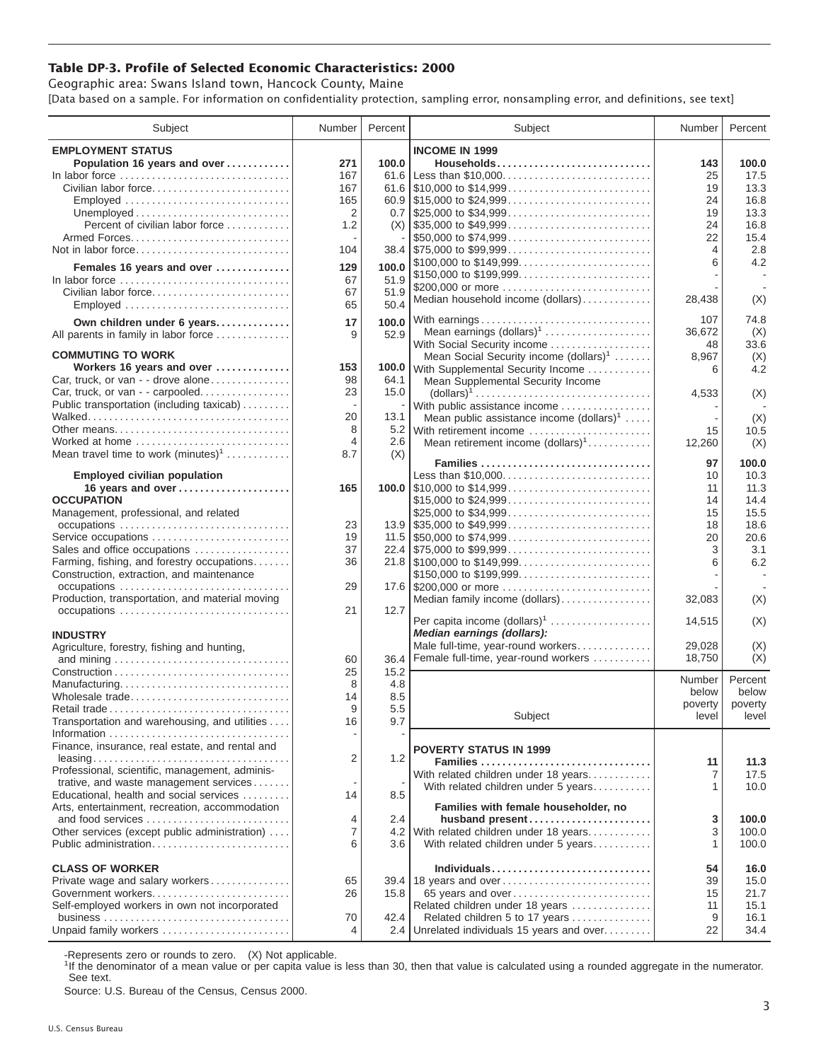# Table DP-3. Profile of Selected Economic Characteristics: 2000

Geographic area: Swans Island town, Hancock County, Maine

[Data based on a sample. For information on confidentiality protection, sampling error, nonsampling error, and definitions, see text]

| Subject | Number | Percent |
|---|---|---|
| **EMPLOYMENT STATUS** | | |
| **Population 16 years and over** | **271** | **100.0** |
| In labor force | 167 | 61.6 |
| Civilian labor force | 167 | 61.6 |
| Employed | 165 | 60.9 |
| Unemployed | 2 | 0.7 |
| Percent of civilian labor force | 1.2 | (X) |
| Armed Forces | - | - |
| Not in labor force | 104 | 38.4 |
| **Females 16 years and over** | **129** | **100.0** |
| In labor force | 67 | 51.9 |
| Civilian labor force | 67 | 51.9 |
| Employed | 65 | 50.4 |
| **Own children under 6 years** | **17** | **100.0** |
| All parents in family in labor force | 9 | 52.9 |
| **COMMUTING TO WORK** | | |
| **Workers 16 years and over** | **153** | **100.0** |
| Car, truck, or van - - drove alone | 98 | 64.1 |
| Car, truck, or van - - carpooled | 23 | 15.0 |
| Public transportation (including taxicab) | - | - |
| Walked | 20 | 13.1 |
| Other means | 8 | 5.2 |
| Worked at home | 4 | 2.6 |
| Mean travel time to work (minutes)[1] | 8.7 | (X) |
| **Employed civilian population 16 years and over** | **165** | **100.0** |
| **OCCUPATION** | | |
| Management, professional, and related occupations | 23 | 13.9 |
| Service occupations | 19 | 11.5 |
| Sales and office occupations | 37 | 22.4 |
| Farming, fishing, and forestry occupations | 36 | 21.8 |
| Construction, extraction, and maintenance occupations | 29 | 17.6 |
| Production, transportation, and material moving occupations | 21 | 12.7 |
| **INDUSTRY** | | |
| Agriculture, forestry, fishing and hunting, and mining | 60 | 36.4 |
| Construction | 25 | 15.2 |
| Manufacturing | 8 | 4.8 |
| Wholesale trade | 14 | 8.5 |
| Retail trade | 9 | 5.5 |
| Transportation and warehousing, and utilities | 16 | 9.7 |
| Information | - | - |
| Finance, insurance, real estate, and rental and leasing | 2 | 1.2 |
| Professional, scientific, management, administrative, and waste management services | - | - |
| Educational, health and social services | 14 | 8.5 |
| Arts, entertainment, recreation, accommodation and food services | 4 | 2.4 |
| Other services (except public administration) | 7 | 4.2 |
| Public administration | 6 | 3.6 |
| **CLASS OF WORKER** | | |
| Private wage and salary workers | 65 | 39.4 |
| Government workers | 26 | 15.8 |
| Self-employed workers in own not incorporated business | 70 | 42.4 |
| Unpaid family workers | 4 | 2.4 |

| Subject | Number | Percent |
|---|---|---|
| **INCOME IN 1999** | | |
| **Households** | **143** | **100.0** |
| Less than $10,000 | 25 | 17.5 |
| $10,000 to $14,999 | 19 | 13.3 |
| $15,000 to $24,999 | 24 | 16.8 |
| $25,000 to $34,999 | 19 | 13.3 |
| $35,000 to $49,999 | 24 | 16.8 |
| $50,000 to $74,999 | 22 | 15.4 |
| $75,000 to $99,999 | 4 | 2.8 |
| $100,000 to $149,999 | 6 | 4.2 |
| $150,000 to $199,999 | - | - |
| $200,000 or more | - | - |
| Median household income (dollars) | 28,438 | (X) |
| With earnings | 107 | 74.8 |
| Mean earnings (dollars)[1] | 36,672 | (X) |
| With Social Security income | 48 | 33.6 |
| Mean Social Security income (dollars)[1] | 8,967 | (X) |
| With Supplemental Security Income | 6 | 4.2 |
| Mean Supplemental Security Income (dollars)[1] | 4,533 | (X) |
| With public assistance income | - | - |
| Mean public assistance income (dollars)[1] | - | (X) |
| With retirement income | 15 | 10.5 |
| Mean retirement income (dollars)[1] | 12,260 | (X) |
| **Families** | **97** | **100.0** |
| Less than $10,000 | 10 | 10.3 |
| $10,000 to $14,999 | 11 | 11.3 |
| $15,000 to $24,999 | 14 | 14.4 |
| $25,000 to $34,999 | 15 | 15.5 |
| $35,000 to $49,999 | 18 | 18.6 |
| $50,000 to $74,999 | 20 | 20.6 |
| $75,000 to $99,999 | 3 | 3.1 |
| $100,000 to $149,999 | 6 | 6.2 |
| $150,000 to $199,999 | - | - |
| $200,000 or more | - | - |
| Median family income (dollars) | 32,083 | (X) |
| Per capita income (dollars)[1] | 14,515 | (X) |
| ***Median earnings (dollars):*** | | |
| Male full-time, year-round workers | 29,028 | (X) |
| Female full-time, year-round workers | 18,750 | (X) |

| Subject | Number below poverty level | Percent below poverty level |
|---|---|---|
| **POVERTY STATUS IN 1999** | | |
| **Families** | **11** | **11.3** |
| With related children under 18 years | 7 | 17.5 |
| With related children under 5 years | 1 | 10.0 |
| **Families with female householder, no husband present** | **3** | **100.0** |
| With related children under 18 years | 3 | 100.0 |
| With related children under 5 years | 1 | 100.0 |
| **Individuals** | **54** | **16.0** |
| 18 years and over | 39 | 15.0 |
| 65 years and over | 15 | 21.7 |
| Related children under 18 years | 11 | 15.1 |
| Related children 5 to 17 years | 9 | 16.1 |
| Unrelated individuals 15 years and over | 22 | 34.4 |

-Represents zero or rounds to zero. (X) Not applicable.

[1]If the denominator of a mean value or per capita value is less than 30, then that value is calculated using a rounded aggregate in the numerator. See text.

Source: U.S. Bureau of the Census, Census 2000.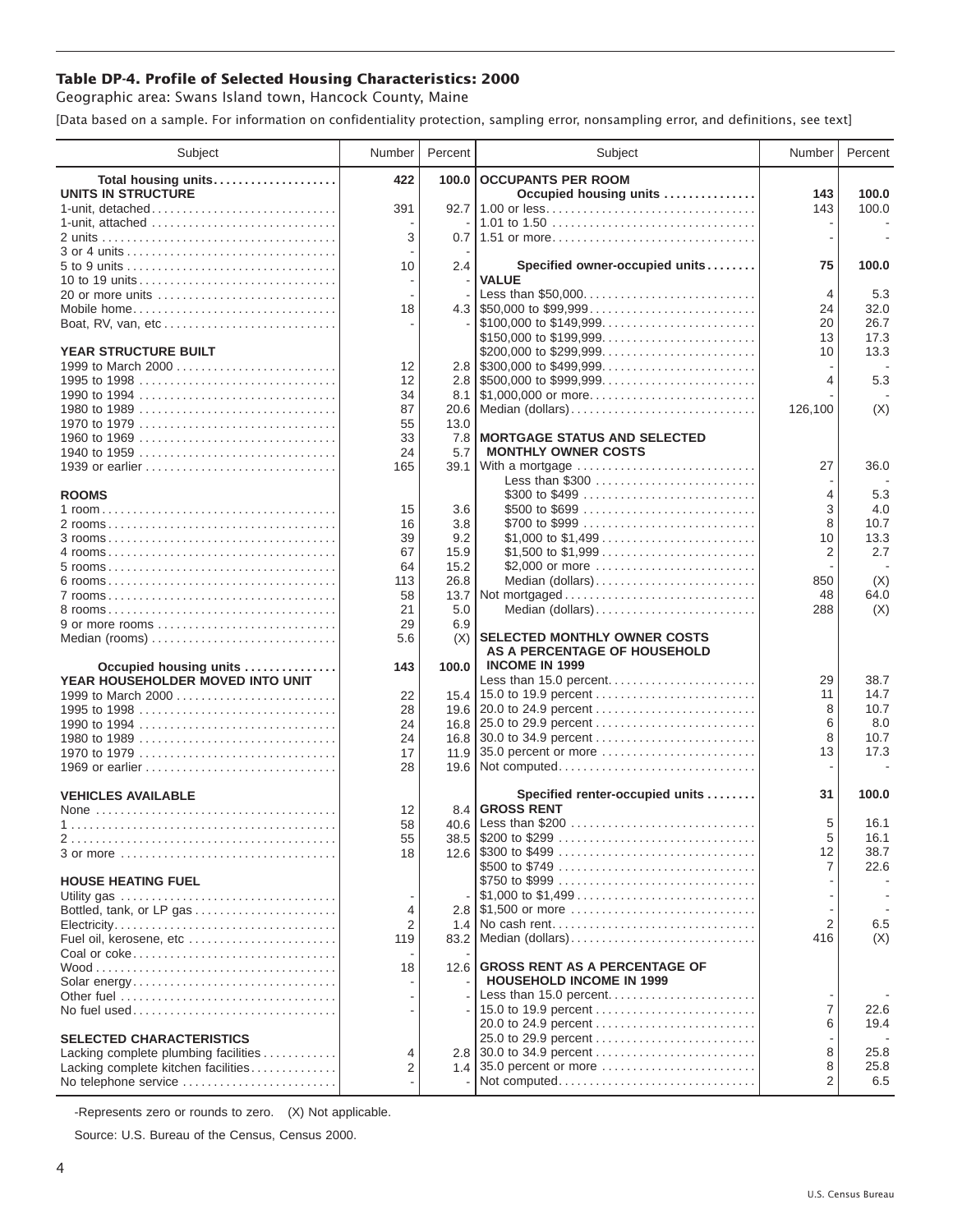## Table DP-4. Profile of Selected Housing Characteristics: 2000

Geographic area: Swans Island town, Hancock County, Maine

[Data based on a sample. For information on confidentiality protection, sampling error, nonsampling error, and definitions, see text]

| Subject | Number | Percent | Subject | Number | Percent |
|---|---|---|---|---|---|
| **Total housing units** | **422** | **100.0** | **OCCUPANTS PER ROOM** | | |
| **UNITS IN STRUCTURE** | | | **Occupied housing units** | **143** | **100.0** |
| 1-unit, detached | 391 | 92.7 | 1.00 or less | 143 | 100.0 |
| 1-unit, attached | - | - | 1.01 to 1.50 | - | - |
| 2 units | 3 | 0.7 | 1.51 or more | - | - |
| 3 or 4 units | - | - | | | |
| 5 to 9 units | 10 | 2.4 | **Specified owner-occupied units** | **75** | **100.0** |
| 10 to 19 units | - | - | **VALUE** | | |
| 20 or more units | - | - | Less than $50,000 | 4 | 5.3 |
| Mobile home | 18 | 4.3 | $50,000 to $99,999 | 24 | 32.0 |
| Boat, RV, van, etc | - | - | $100,000 to $149,999 | 20 | 26.7 |
| | | | $150,000 to $199,999 | 13 | 17.3 |
| **YEAR STRUCTURE BUILT** | | | $200,000 to $299,999 | 10 | 13.3 |
| 1999 to March 2000 | 12 | 2.8 | $300,000 to $499,999 | - | - |
| 1995 to 1998 | 12 | 2.8 | $500,000 to $999,999 | 4 | 5.3 |
| 1990 to 1994 | 34 | 8.1 | $1,000,000 or more | - | - |
| 1980 to 1989 | 87 | 20.6 | Median (dollars) | 126,100 | (X) |
| 1970 to 1979 | 55 | 13.0 | | | |
| 1960 to 1969 | 33 | 7.8 | **MORTGAGE STATUS AND SELECTED MONTHLY OWNER COSTS** | | |
| 1940 to 1959 | 24 | 5.7 | | | |
| 1939 or earlier | 165 | 39.1 | With a mortgage | 27 | 36.0 |
| | | | Less than $300 | - | - |
| **ROOMS** | | | $300 to $499 | 4 | 5.3 |
| 1 room | 15 | 3.6 | $500 to $699 | 3 | 4.0 |
| 2 rooms | 16 | 3.8 | $700 to $999 | 8 | 10.7 |
| 3 rooms | 39 | 9.2 | $1,000 to $1,499 | 10 | 13.3 |
| 4 rooms | 67 | 15.9 | $1,500 to $1,999 | 2 | 2.7 |
| 5 rooms | 64 | 15.2 | $2,000 or more | - | - |
| 6 rooms | 113 | 26.8 | Median (dollars) | 850 | (X) |
| 7 rooms | 58 | 13.7 | Not mortgaged | 48 | 64.0 |
| 8 rooms | 21 | 5.0 | Median (dollars) | 288 | (X) |
| 9 or more rooms | 29 | 6.9 | | | |
| Median (rooms) | 5.6 | (X) | **SELECTED MONTHLY OWNER COSTS AS A PERCENTAGE OF HOUSEHOLD INCOME IN 1999** | | |
| **Occupied housing units** | **143** | **100.0** | | | |
| **YEAR HOUSEHOLDER MOVED INTO UNIT** | | | Less than 15.0 percent | 29 | 38.7 |
| 1999 to March 2000 | 22 | 15.4 | 15.0 to 19.9 percent | 11 | 14.7 |
| 1995 to 1998 | 28 | 19.6 | 20.0 to 24.9 percent | 8 | 10.7 |
| 1990 to 1994 | 24 | 16.8 | 25.0 to 29.9 percent | 6 | 8.0 |
| 1980 to 1989 | 24 | 16.8 | 30.0 to 34.9 percent | 8 | 10.7 |
| 1970 to 1979 | 17 | 11.9 | 35.0 percent or more | 13 | 17.3 |
| 1969 or earlier | 28 | 19.6 | Not computed | - | - |
| | | | | | |
| **VEHICLES AVAILABLE** | | | **Specified renter-occupied units** | **31** | **100.0** |
| None | 12 | 8.4 | **GROSS RENT** | | |
| 1 | 58 | 40.6 | Less than $200 | 5 | 16.1 |
| 2 | 55 | 38.5 | $200 to $299 | 5 | 16.1 |
| 3 or more | 18 | 12.6 | $300 to $499 | 12 | 38.7 |
| | | | $500 to $749 | 7 | 22.6 |
| **HOUSE HEATING FUEL** | | | $750 to $999 | - | - |
| Utility gas | - | - | $1,000 to $1,499 | - | - |
| Bottled, tank, or LP gas | 4 | 2.8 | $1,500 or more | - | - |
| Electricity | 2 | 1.4 | No cash rent | 2 | 6.5 |
| Fuel oil, kerosene, etc | 119 | 83.2 | Median (dollars) | 416 | (X) |
| Coal or coke | - | - | | | |
| Wood | 18 | 12.6 | **GROSS RENT AS A PERCENTAGE OF HOUSEHOLD INCOME IN 1999** | | |
| Solar energy | - | - | | | |
| Other fuel | - | - | Less than 15.0 percent | - | - |
| No fuel used | - | - | 15.0 to 19.9 percent | 7 | 22.6 |
| | | | 20.0 to 24.9 percent | 6 | 19.4 |
| **SELECTED CHARACTERISTICS** | | | 25.0 to 29.9 percent | - | - |
| Lacking complete plumbing facilities | 4 | 2.8 | 30.0 to 34.9 percent | 8 | 25.8 |
| Lacking complete kitchen facilities | 2 | 1.4 | 35.0 percent or more | 8 | 25.8 |
| No telephone service | - | - | Not computed | 2 | 6.5 |

-Represents zero or rounds to zero. (X) Not applicable.

Source: U.S. Bureau of the Census, Census 2000.